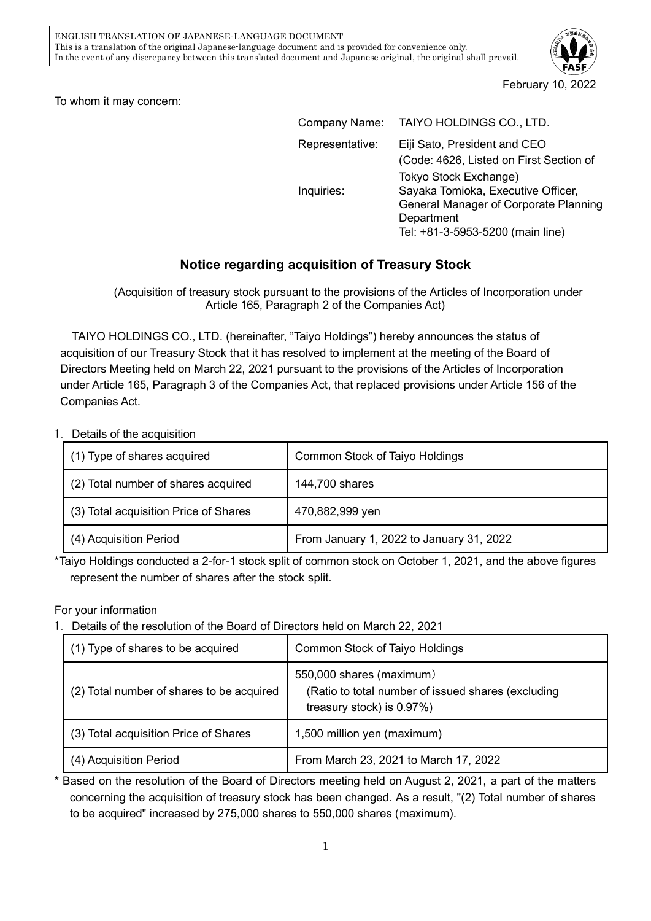ENGLISH TRANSLATION OF JAPANESE-LANGUAGE DOCUMENT
This is a translation of the original Japanese-language document and is provided for convenience only.
In the event of any discrepancy between this translated document and Japanese original, the original shall prevail.

February 10, 2022

To whom it may concern:

Company Name: TAIYO HOLDINGS CO., LTD.
Representative: Eiji Sato, President and CEO
(Code: 4626, Listed on First Section of Tokyo Stock Exchange)
Inquiries: Sayaka Tomioka, Executive Officer, General Manager of Corporate Planning Department
Tel: +81-3-5953-5200 (main line)

## Notice regarding acquisition of Treasury Stock

(Acquisition of treasury stock pursuant to the provisions of the Articles of Incorporation under Article 165, Paragraph 2 of the Companies Act)

TAIYO HOLDINGS CO., LTD. (hereinafter, "Taiyo Holdings") hereby announces the status of acquisition of our Treasury Stock that it has resolved to implement at the meeting of the Board of Directors Meeting held on March 22, 2021 pursuant to the provisions of the Articles of Incorporation under Article 165, Paragraph 3 of the Companies Act, that replaced provisions under Article 156 of the Companies Act.

1. Details of the acquisition

| (1) Type of shares acquired | Common Stock of Taiyo Holdings |
|---|---|
| (2) Total number of shares acquired | 144,700 shares |
| (3) Total acquisition Price of Shares | 470,882,999 yen |
| (4) Acquisition Period | From January 1, 2022 to January 31, 2022 |

*Taiyo Holdings conducted a 2-for-1 stock split of common stock on October 1, 2021, and the above figures represent the number of shares after the stock split.

For your information

1. Details of the resolution of the Board of Directors held on March 22, 2021

| (1) Type of shares to be acquired | Common Stock of Taiyo Holdings |
|---|---|
| (2) Total number of shares to be acquired | 550,000 shares (maximum)<br>(Ratio to total number of issued shares (excluding treasury stock) is 0.97%) |
| (3) Total acquisition Price of Shares | 1,500 million yen (maximum) |
| (4) Acquisition Period | From March 23, 2021 to March 17, 2022 |

* Based on the resolution of the Board of Directors meeting held on August 2, 2021, a part of the matters concerning the acquisition of treasury stock has been changed. As a result, "(2) Total number of shares to be acquired" increased by 275,000 shares to 550,000 shares (maximum).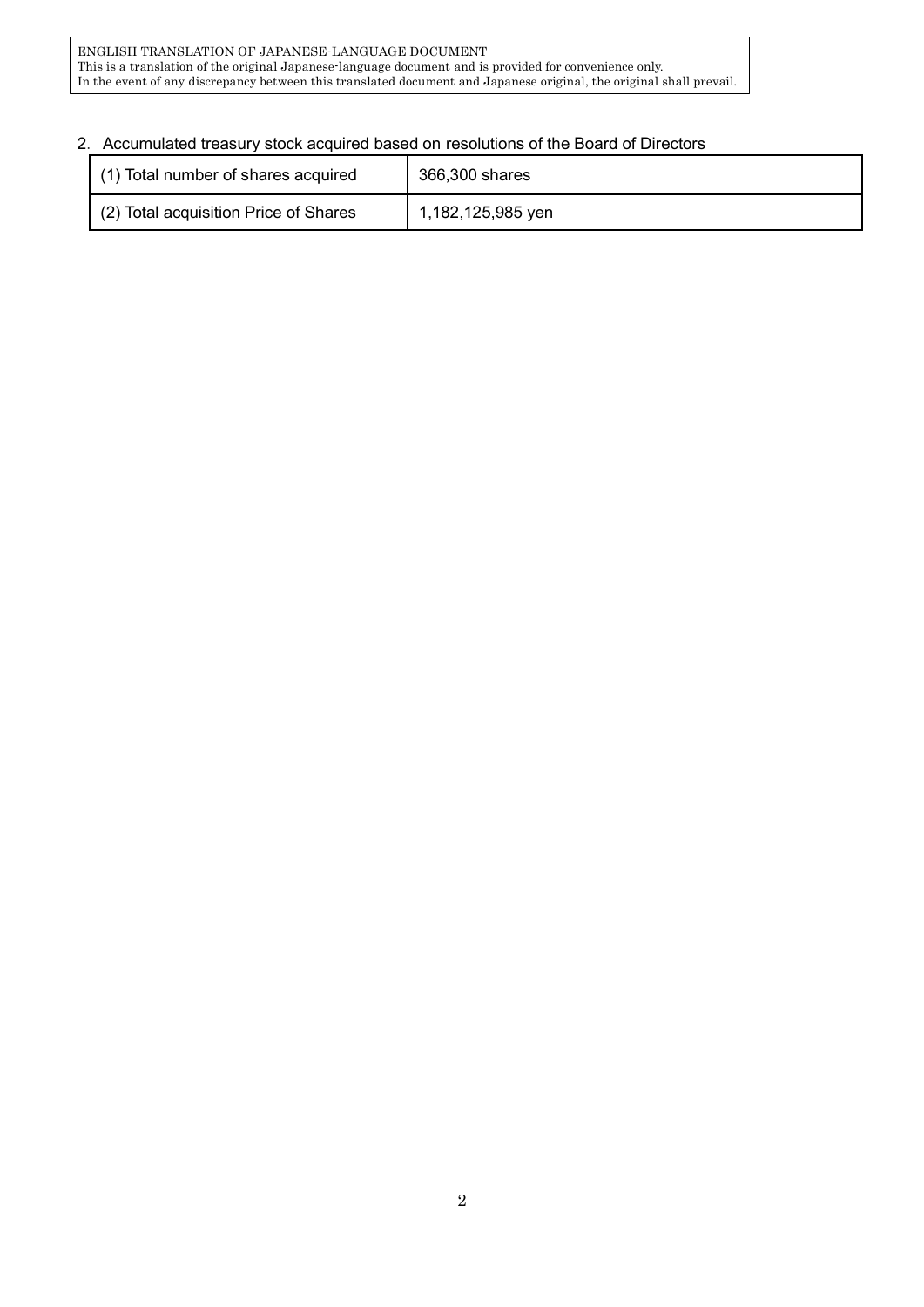ENGLISH TRANSLATION OF JAPANESE-LANGUAGE DOCUMENT
This is a translation of the original Japanese-language document and is provided for convenience only.
In the event of any discrepancy between this translated document and Japanese original, the original shall prevail.

2. Accumulated treasury stock acquired based on resolutions of the Board of Directors

| | |
|---|---|
| (1) Total number of shares acquired | 366,300 shares |
| (2) Total acquisition Price of Shares | 1,182,125,985 yen |